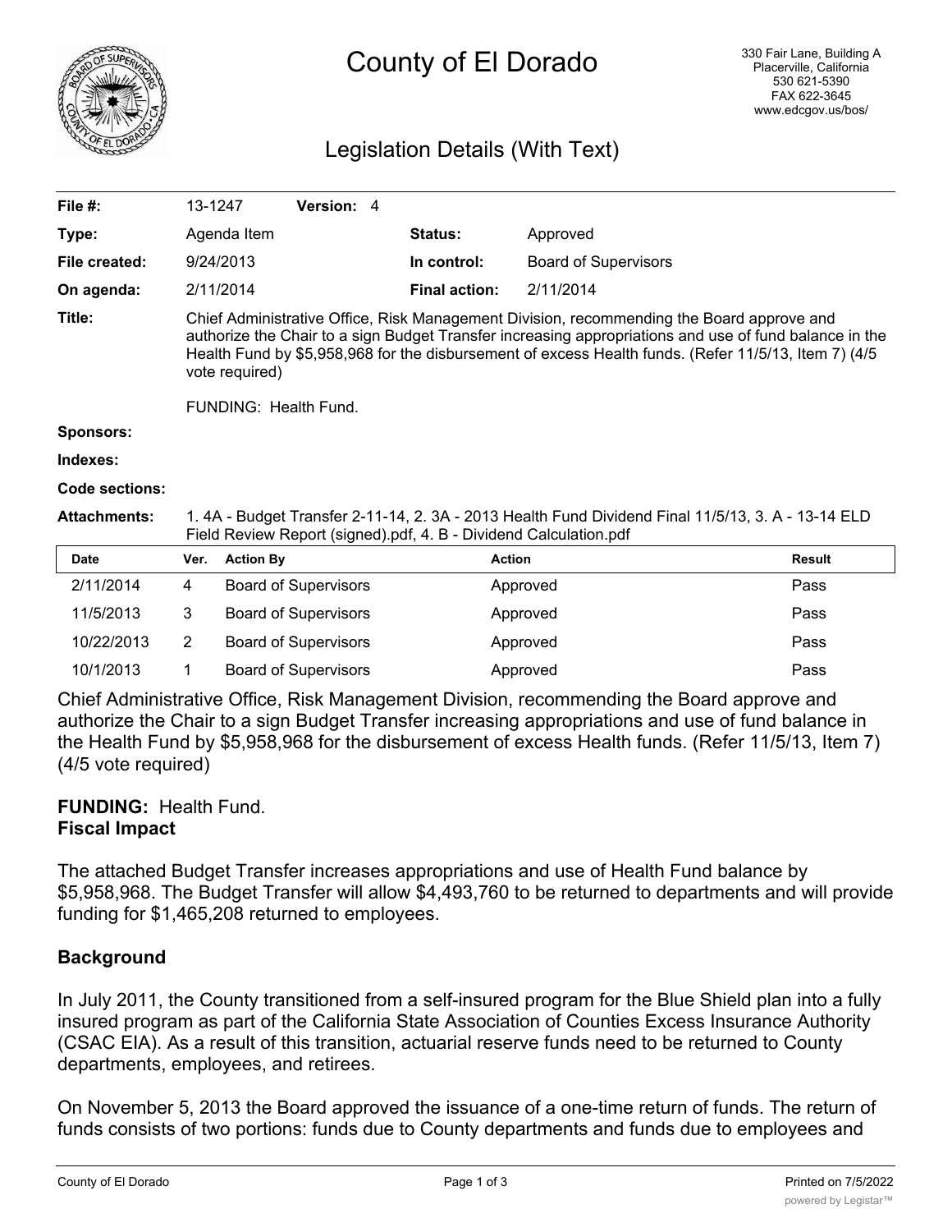# County of El Dorado

330 Fair Lane, Building A
Placerville, California
530 621-5390
FAX 622-3645
www.edcgov.us/bos/

## Legislation Details (With Text)

| | | | |
|---|---|---|---|
| **File #:** | 13-1247 **Version:** 4 | | |
| **Type:** | Agenda Item | **Status:** | Approved |
| **File created:** | 9/24/2013 | **In control:** | Board of Supervisors |
| **On agenda:** | 2/11/2014 | **Final action:** | 2/11/2014 |

**Title:** Chief Administrative Office, Risk Management Division, recommending the Board approve and authorize the Chair to a sign Budget Transfer increasing appropriations and use of fund balance in the Health Fund by $5,958,968 for the disbursement of excess Health funds. (Refer 11/5/13, Item 7) (4/5 vote required)

FUNDING: Health Fund.

**Sponsors:**

**Indexes:**

**Code sections:**

**Attachments:** 1. 4A - Budget Transfer 2-11-14, 2. 3A - 2013 Health Fund Dividend Final 11/5/13, 3. A - 13-14 ELD Field Review Report (signed).pdf, 4. B - Dividend Calculation.pdf

| Date | Ver. | Action By | Action | Result |
|---|---|---|---|---|
| 2/11/2014 | 4 | Board of Supervisors | Approved | Pass |
| 11/5/2013 | 3 | Board of Supervisors | Approved | Pass |
| 10/22/2013 | 2 | Board of Supervisors | Approved | Pass |
| 10/1/2013 | 1 | Board of Supervisors | Approved | Pass |

Chief Administrative Office, Risk Management Division, recommending the Board approve and authorize the Chair to a sign Budget Transfer increasing appropriations and use of fund balance in the Health Fund by $5,958,968 for the disbursement of excess Health funds. (Refer 11/5/13, Item 7) (4/5 vote required)

**FUNDING:** Health Fund.

**Fiscal Impact**

The attached Budget Transfer increases appropriations and use of Health Fund balance by $5,958,968. The Budget Transfer will allow $4,493,760 to be returned to departments and will provide funding for $1,465,208 returned to employees.

**Background**

In July 2011, the County transitioned from a self-insured program for the Blue Shield plan into a fully insured program as part of the California State Association of Counties Excess Insurance Authority (CSAC EIA). As a result of this transition, actuarial reserve funds need to be returned to County departments, employees, and retirees.

On November 5, 2013 the Board approved the issuance of a one-time return of funds. The return of funds consists of two portions: funds due to County departments and funds due to employees and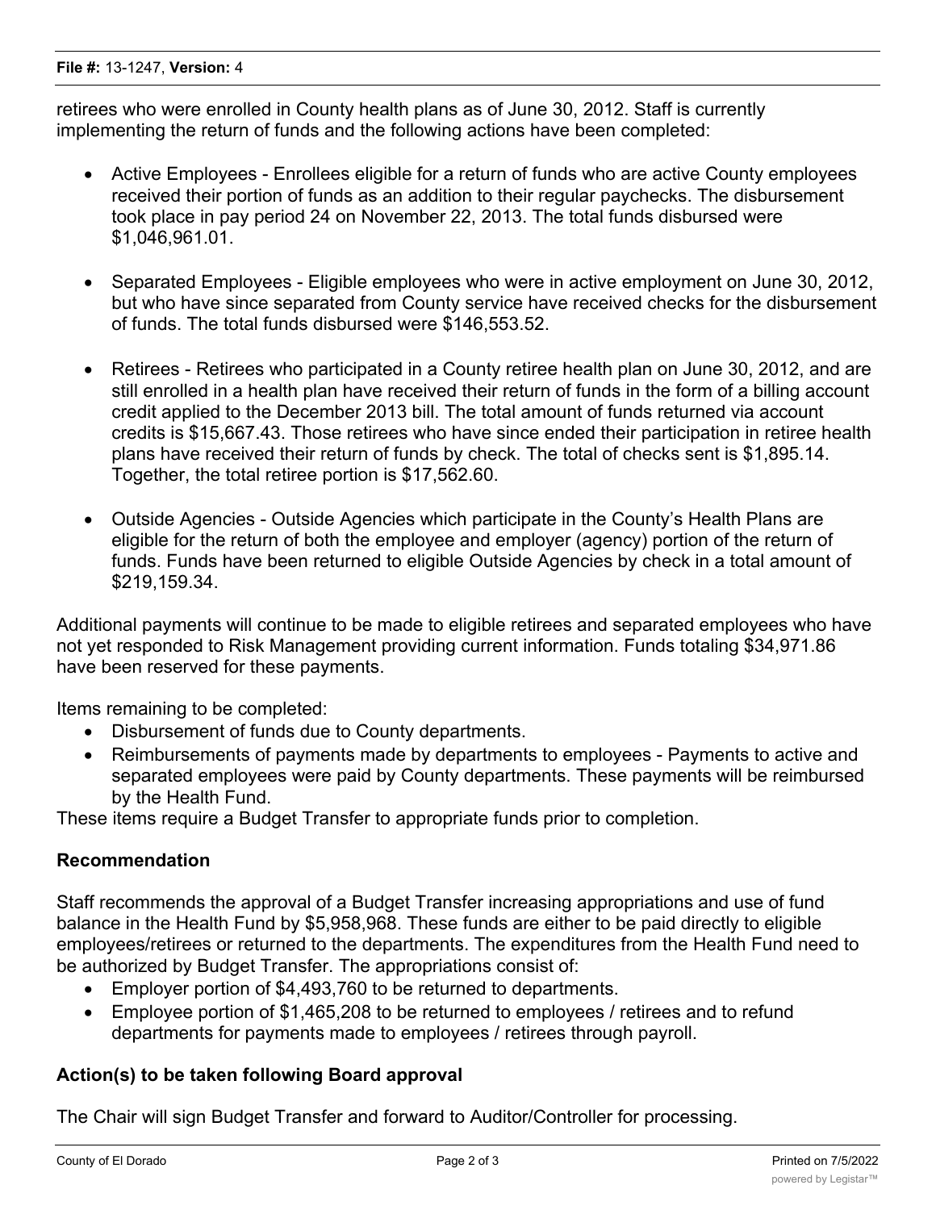retirees who were enrolled in County health plans as of June 30, 2012. Staff is currently implementing the return of funds and the following actions have been completed:

- Active Employees - Enrollees eligible for a return of funds who are active County employees received their portion of funds as an addition to their regular paychecks. The disbursement took place in pay period 24 on November 22, 2013. The total funds disbursed were $1,046,961.01.
- Separated Employees - Eligible employees who were in active employment on June 30, 2012, but who have since separated from County service have received checks for the disbursement of funds. The total funds disbursed were $146,553.52.
- Retirees - Retirees who participated in a County retiree health plan on June 30, 2012, and are still enrolled in a health plan have received their return of funds in the form of a billing account credit applied to the December 2013 bill. The total amount of funds returned via account credits is $15,667.43. Those retirees who have since ended their participation in retiree health plans have received their return of funds by check. The total of checks sent is $1,895.14. Together, the total retiree portion is $17,562.60.
- Outside Agencies - Outside Agencies which participate in the County's Health Plans are eligible for the return of both the employee and employer (agency) portion of the return of funds. Funds have been returned to eligible Outside Agencies by check in a total amount of $219,159.34.

Additional payments will continue to be made to eligible retirees and separated employees who have not yet responded to Risk Management providing current information. Funds totaling $34,971.86 have been reserved for these payments.

Items remaining to be completed:

- Disbursement of funds due to County departments.
- Reimbursements of payments made by departments to employees - Payments to active and separated employees were paid by County departments. These payments will be reimbursed by the Health Fund.

These items require a Budget Transfer to appropriate funds prior to completion.

## Recommendation

Staff recommends the approval of a Budget Transfer increasing appropriations and use of fund balance in the Health Fund by $5,958,968. These funds are either to be paid directly to eligible employees/retirees or returned to the departments. The expenditures from the Health Fund need to be authorized by Budget Transfer. The appropriations consist of:

- Employer portion of $4,493,760 to be returned to departments.
- Employee portion of $1,465,208 to be returned to employees / retirees and to refund departments for payments made to employees / retirees through payroll.

## Action(s) to be taken following Board approval

The Chair will sign Budget Transfer and forward to Auditor/Controller for processing.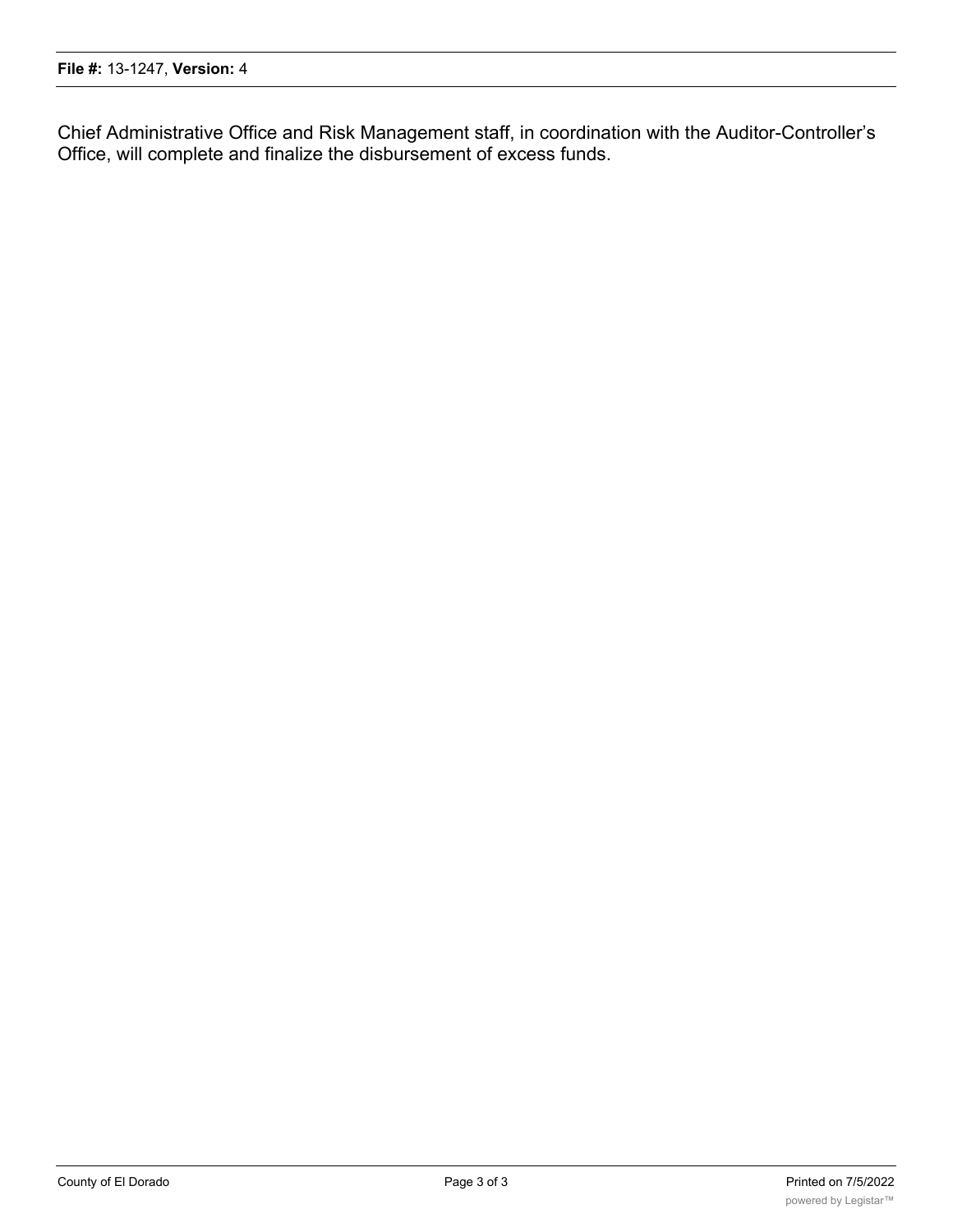Chief Administrative Office and Risk Management staff, in coordination with the Auditor-Controller's Office, will complete and finalize the disbursement of excess funds.